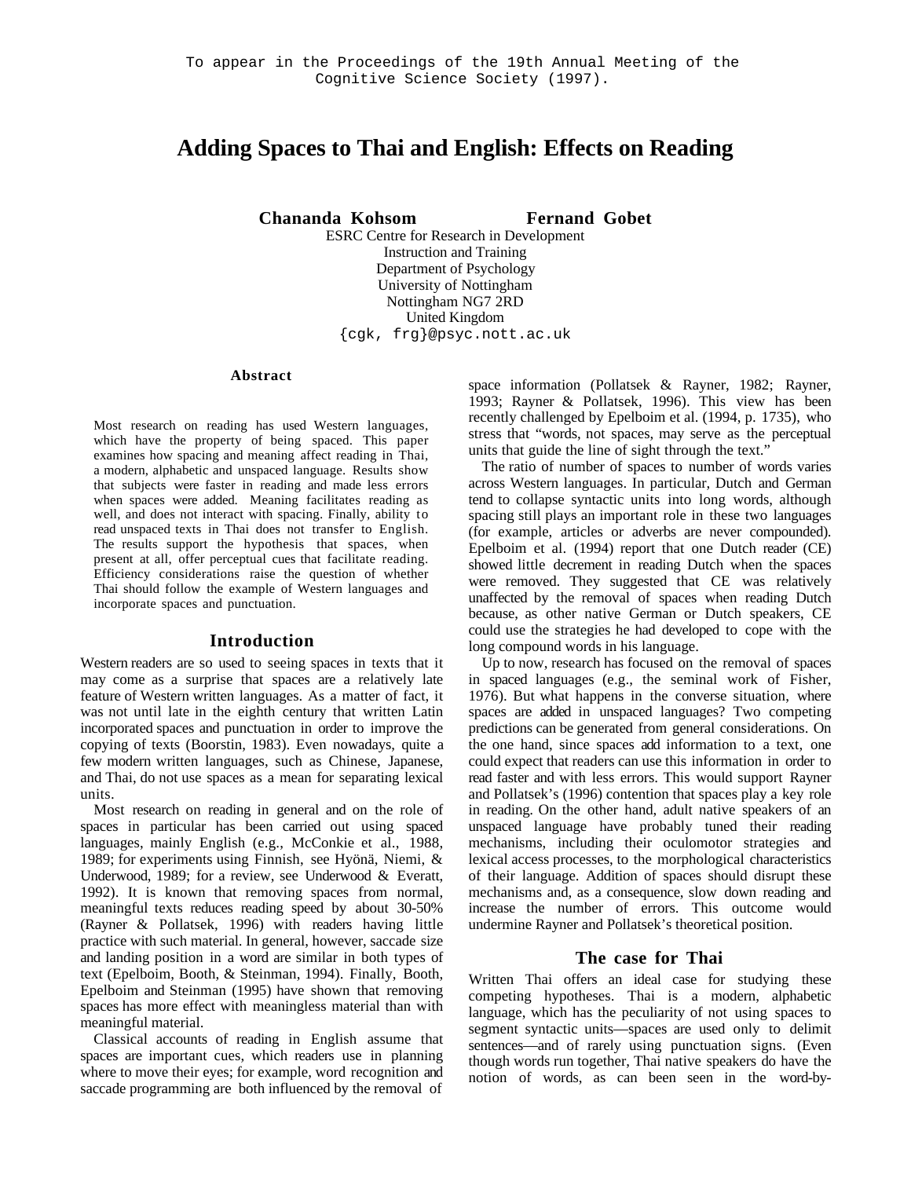To appear in the Proceedings of the 19th Annual Meeting of the Cognitive Science Society (1997).

# Adding Spaces to Thai and English: Effects on Reading

**Chananda Kohsom** **Fernand Gobet**

ESRC Centre for Research in Development
Instruction and Training
Department of Psychology
University of Nottingham
Nottingham NG7 2RD
United Kingdom
{cgk, frg}@psyc.nott.ac.uk

### Abstract

Most research on reading has used Western languages, which have the property of being spaced. This paper examines how spacing and meaning affect reading in Thai, a modern, alphabetic and unspaced language. Results show that subjects were faster in reading and made less errors when spaces were added. Meaning facilitates reading as well, and does not interact with spacing. Finally, ability to read unspaced texts in Thai does not transfer to English. The results support the hypothesis that spaces, when present at all, offer perceptual cues that facilitate reading. Efficiency considerations raise the question of whether Thai should follow the example of Western languages and incorporate spaces and punctuation.

## Introduction

Western readers are so used to seeing spaces in texts that it may come as a surprise that spaces are a relatively late feature of Western written languages. As a matter of fact, it was not until late in the eighth century that written Latin incorporated spaces and punctuation in order to improve the copying of texts (Boorstin, 1983). Even nowadays, quite a few modern written languages, such as Chinese, Japanese, and Thai, do not use spaces as a mean for separating lexical units.

Most research on reading in general and on the role of spaces in particular has been carried out using spaced languages, mainly English (e.g., McConkie et al., 1988, 1989; for experiments using Finnish, see Hyönä, Niemi, & Underwood, 1989; for a review, see Underwood & Everatt, 1992). It is known that removing spaces from normal, meaningful texts reduces reading speed by about 30-50% (Rayner & Pollatsek, 1996) with readers having little practice with such material. In general, however, saccade size and landing position in a word are similar in both types of text (Epelboim, Booth, & Steinman, 1994). Finally, Booth, Epelboim and Steinman (1995) have shown that removing spaces has more effect with meaningless material than with meaningful material.

Classical accounts of reading in English assume that spaces are important cues, which readers use in planning where to move their eyes; for example, word recognition and saccade programming are both influenced by the removal of space information (Pollatsek & Rayner, 1982; Rayner, 1993; Rayner & Pollatsek, 1996). This view has been recently challenged by Epelboim et al. (1994, p. 1735), who stress that "words, not spaces, may serve as the perceptual units that guide the line of sight through the text."

The ratio of number of spaces to number of words varies across Western languages. In particular, Dutch and German tend to collapse syntactic units into long words, although spacing still plays an important role in these two languages (for example, articles or adverbs are never compounded). Epelboim et al. (1994) report that one Dutch reader (CE) showed little decrement in reading Dutch when the spaces were removed. They suggested that CE was relatively unaffected by the removal of spaces when reading Dutch because, as other native German or Dutch speakers, CE could use the strategies he had developed to cope with the long compound words in his language.

Up to now, research has focused on the removal of spaces in spaced languages (e.g., the seminal work of Fisher, 1976). But what happens in the converse situation, where spaces are added in unspaced languages? Two competing predictions can be generated from general considerations. On the one hand, since spaces add information to a text, one could expect that readers can use this information in order to read faster and with less errors. This would support Rayner and Pollatsek's (1996) contention that spaces play a key role in reading. On the other hand, adult native speakers of an unspaced language have probably tuned their reading mechanisms, including their oculomotor strategies and lexical access processes, to the morphological characteristics of their language. Addition of spaces should disrupt these mechanisms and, as a consequence, slow down reading and increase the number of errors. This outcome would undermine Rayner and Pollatsek's theoretical position.

## The case for Thai

Written Thai offers an ideal case for studying these competing hypotheses. Thai is a modern, alphabetic language, which has the peculiarity of not using spaces to segment syntactic units—spaces are used only to delimit sentences—and of rarely using punctuation signs. (Even though words run together, Thai native speakers do have the notion of words, as can been seen in the word-by-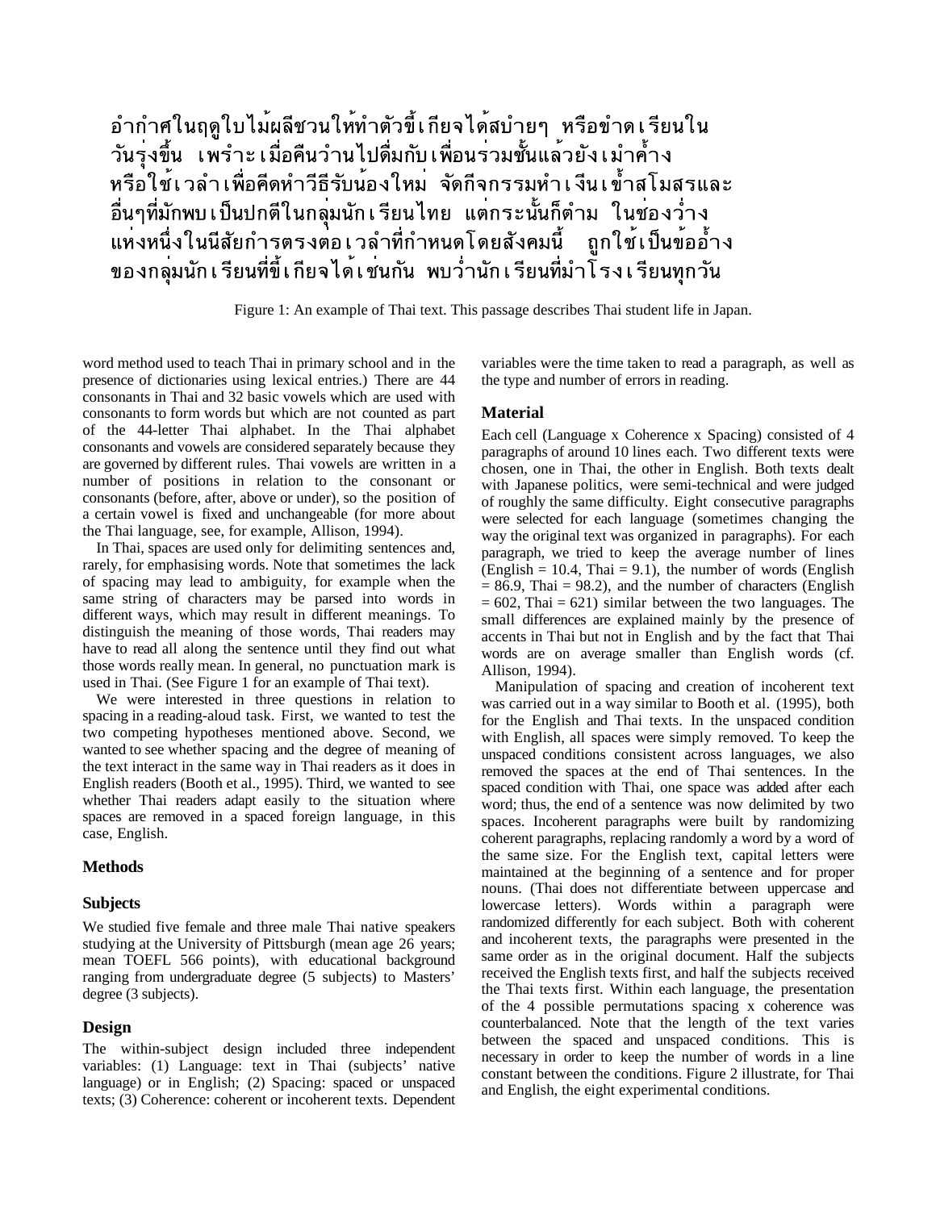อำกำศในฤดูใบไม้ผลิชวนให้ทำตัวขี้เกียจได้สบำยๆ หรือขำดเรียนใน
วันรุ่งขึ้น เพรำะเมื่อคืนวำนไปดื่มกับเพื่อนร่วมชั้นแล้วยังเมำค้ำง
หรือใช้เวลำเพื่อคิดหำวิธีรับน้องใหม่ จัดกิจกรรมหำเงินเข้ำสโมสรและ
อื่นๆที่มักพบเป็นปกติในกลุ่มนักเรียนไทย แต่กระนั้นก็ตำม ในช่องว่ำง
แห่งหนึ่งในนิสัยกำรตรงต่อเวลำที่กำหนดโดยสังคมนี้ ถูกใช้เป็นข้ออ้ำง
ของกลุ่มนักเรียนที่ขี้เกียจได้เช่นกัน พบว่ำนักเรียนที่มำโรงเรียนทุกวัน

Figure 1: An example of Thai text. This passage describes Thai student life in Japan.

word method used to teach Thai in primary school and in the presence of dictionaries using lexical entries.) There are 44 consonants in Thai and 32 basic vowels which are used with consonants to form words but which are not counted as part of the 44-letter Thai alphabet. In the Thai alphabet consonants and vowels are considered separately because they are governed by different rules. Thai vowels are written in a number of positions in relation to the consonant or consonants (before, after, above or under), so the position of a certain vowel is fixed and unchangeable (for more about the Thai language, see, for example, Allison, 1994).

In Thai, spaces are used only for delimiting sentences and, rarely, for emphasising words. Note that sometimes the lack of spacing may lead to ambiguity, for example when the same string of characters may be parsed into words in different ways, which may result in different meanings. To distinguish the meaning of those words, Thai readers may have to read all along the sentence until they find out what those words really mean. In general, no punctuation mark is used in Thai. (See Figure 1 for an example of Thai text).

We were interested in three questions in relation to spacing in a reading-aloud task. First, we wanted to test the two competing hypotheses mentioned above. Second, we wanted to see whether spacing and the degree of meaning of the text interact in the same way in Thai readers as it does in English readers (Booth et al., 1995). Third, we wanted to see whether Thai readers adapt easily to the situation where spaces are removed in a spaced foreign language, in this case, English.

## Methods

### Subjects

We studied five female and three male Thai native speakers studying at the University of Pittsburgh (mean age 26 years; mean TOEFL 566 points), with educational background ranging from undergraduate degree (5 subjects) to Masters' degree (3 subjects).

### Design

The within-subject design included three independent variables: (1) Language: text in Thai (subjects' native language) or in English; (2) Spacing: spaced or unspaced texts; (3) Coherence: coherent or incoherent texts. Dependent variables were the time taken to read a paragraph, as well as the type and number of errors in reading.

### Material

Each cell (Language x Coherence x Spacing) consisted of 4 paragraphs of around 10 lines each. Two different texts were chosen, one in Thai, the other in English. Both texts dealt with Japanese politics, were semi-technical and were judged of roughly the same difficulty. Eight consecutive paragraphs were selected for each language (sometimes changing the way the original text was organized in paragraphs). For each paragraph, we tried to keep the average number of lines (English = 10.4, Thai = 9.1), the number of words (English = 86.9, Thai = 98.2), and the number of characters (English = 602, Thai = 621) similar between the two languages. The small differences are explained mainly by the presence of accents in Thai but not in English and by the fact that Thai words are on average smaller than English words (cf. Allison, 1994).

Manipulation of spacing and creation of incoherent text was carried out in a way similar to Booth et al. (1995), both for the English and Thai texts. In the unspaced condition with English, all spaces were simply removed. To keep the unspaced conditions consistent across languages, we also removed the spaces at the end of Thai sentences. In the spaced condition with Thai, one space was added after each word; thus, the end of a sentence was now delimited by two spaces. Incoherent paragraphs were built by randomizing coherent paragraphs, replacing randomly a word by a word of the same size. For the English text, capital letters were maintained at the beginning of a sentence and for proper nouns. (Thai does not differentiate between uppercase and lowercase letters). Words within a paragraph were randomized differently for each subject. Both with coherent and incoherent texts, the paragraphs were presented in the same order as in the original document. Half the subjects received the English texts first, and half the subjects received the Thai texts first. Within each language, the presentation of the 4 possible permutations spacing x coherence was counterbalanced. Note that the length of the text varies between the spaced and unspaced conditions. This is necessary in order to keep the number of words in a line constant between the conditions. Figure 2 illustrate, for Thai and English, the eight experimental conditions.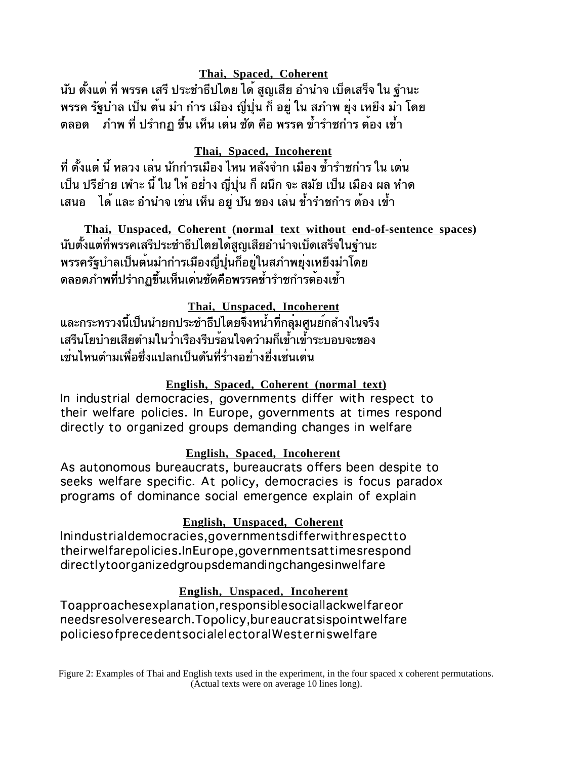**Thai, Spaced, Coherent**

นับ ตั้งแต่ ที่ พรรค เสรี ประชาธิปไตย ได้ สูญเสีย อำนาจ เบ็ดเสร็จ ใน ฐานะ
พรรค รัฐบาล เป็น ต้น มา การ เมือง ญี่ปุ่น ก็ อยู่ ใน สภาพ ยุ่ง เหยิง มา โดย
ตลอด  ภาพ ที่ ปรากฏ ขึ้น เห็น เด่น ชัด คือ พรรค ข้าราชการ ต้อง เข้า

**Thai, Spaced, Incoherent**

ที่ ตั้งแต่ นี้ หลวง เล่น นักการเมือง ไหน หลังจาก เมือง ข้าราชการ ใน เด่น
เป็น ปรียาย เพาะ นี้ ใน ให้ อย่าง ญี่ปุ่น ก็ ผนึก จะ สมัย เป็น เมือง ผล หาด
เสนอ  ได้ และ อำนาจ เช่น เห็น อยู่ ปัน ของ เล่น ข้าราชการ ต้อง เข้า

**Thai, Unspaced, Coherent (normal text without end-of-sentence spaces)**

นับตั้งแต่ที่พรรคเสรีประชาธิปไตยได้สูญเสียอำนาจเบ็ดเสร็จในฐานะ
พรรครัฐบาลเป็นต้นมาการเมืองญี่ปุ่นก็อยู่ในสภาพยุ่งเหยิงมาโดย
ตลอดภาพที่ปรากฏขึ้นเห็นเด่นชัดคือพรรคข้าราชการต้องเข้า

**Thai, Unspaced, Incoherent**

และกระทรวงนี้เป็นนายกประชาธิปไตยจึงหน้าที่กลุ่มศูนย์กลางในจริง
เสรีนโยบายเสียตามในว่าเรื่องรีบร้อนใจความก็เข้าเข้าระบอบจะของ
เช่นไหนตามเพื่อซึ่งแปลกเป็นดันที่ร่างอย่างยิ่งเช่นเด่น

**English, Spaced, Coherent (normal text)**

In industrial democracies, governments differ with respect to
their welfare policies. In Europe, governments at times respond
directly to organized groups demanding changes in welfare

**English, Spaced, Incoherent**

As autonomous bureaucrats, bureaucrats offers been despite to
seeks welfare specific. At policy, democracies is focus paradox
programs of dominance social emergence explain of explain

**English, Unspaced, Coherent**

Inindustrialdemocracies,governmentsdifferwithrespectto
theirwelfarepolicies.InEurope,governmentsattimesrespond
directlytoorganizedgroupsdemandingchangesinwelfare

**English, Unspaced, Incoherent**

Toapproachesexplanation,responsiblesociallackwelfareor
needsresolveresearch.Topolicy,bureaucratsispointwelfare
policiesofprecedentsocialelectoralWesterniswelfare

Figure 2: Examples of Thai and English texts used in the experiment, in the four spaced x coherent permutations. (Actual texts were on average 10 lines long).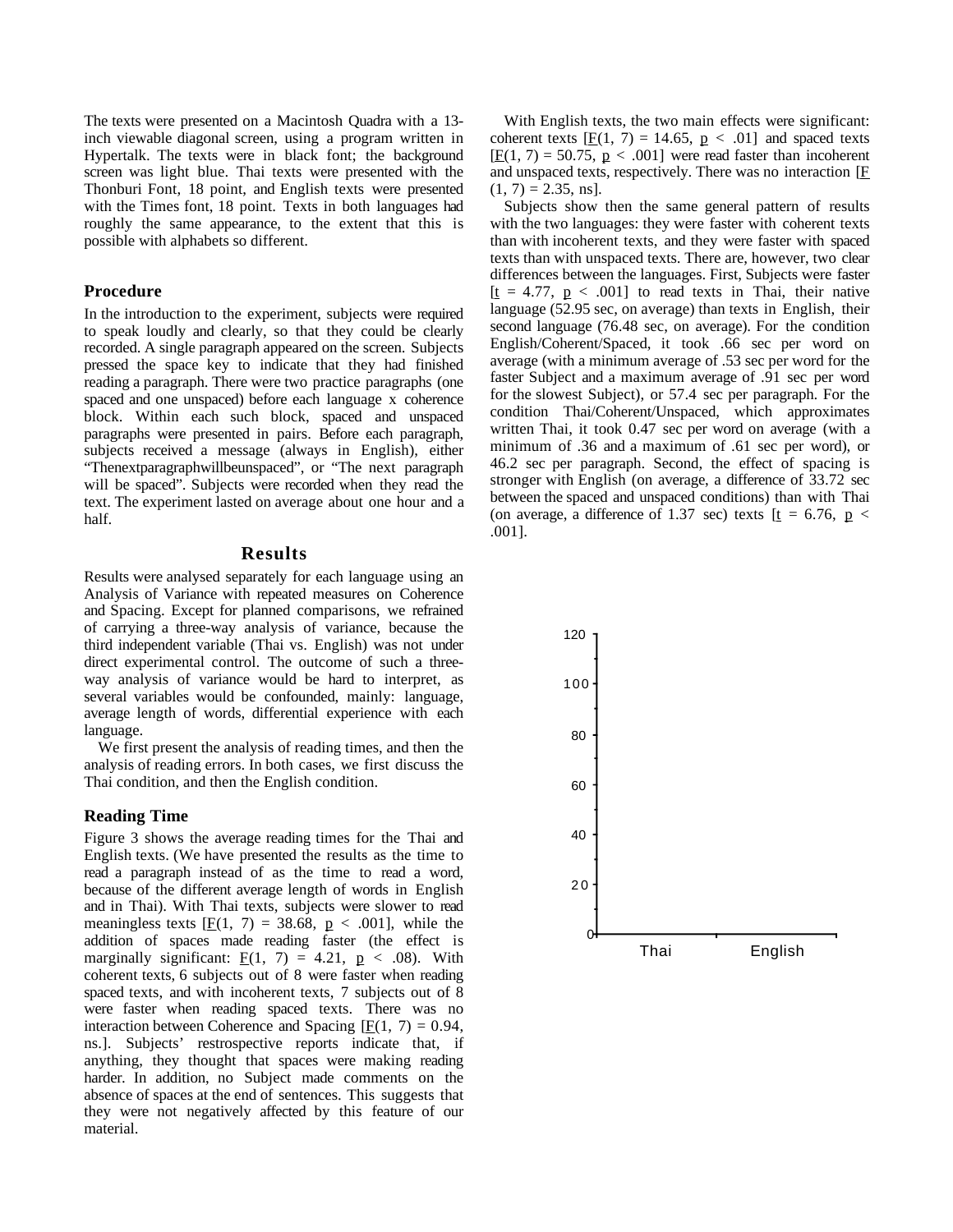The texts were presented on a Macintosh Quadra with a 13-inch viewable diagonal screen, using a program written in Hypertalk. The texts were in black font; the background screen was light blue. Thai texts were presented with the Thonburi Font, 18 point, and English texts were presented with the Times font, 18 point. Texts in both languages had roughly the same appearance, to the extent that this is possible with alphabets so different.

### Procedure

In the introduction to the experiment, subjects were required to speak loudly and clearly, so that they could be clearly recorded. A single paragraph appeared on the screen. Subjects pressed the space key to indicate that they had finished reading a paragraph. There were two practice paragraphs (one spaced and one unspaced) before each language x coherence block. Within each such block, spaced and unspaced paragraphs were presented in pairs. Before each paragraph, subjects received a message (always in English), either "Thenextparagraphwillbeunspaced", or "The next paragraph will be spaced". Subjects were recorded when they read the text. The experiment lasted on average about one hour and a half.

## Results

Results were analysed separately for each language using an Analysis of Variance with repeated measures on Coherence and Spacing. Except for planned comparisons, we refrained of carrying a three-way analysis of variance, because the third independent variable (Thai vs. English) was not under direct experimental control. The outcome of such a three-way analysis of variance would be hard to interpret, as several variables would be confounded, mainly: language, average length of words, differential experience with each language.

We first present the analysis of reading times, and then the analysis of reading errors. In both cases, we first discuss the Thai condition, and then the English condition.

### Reading Time

Figure 3 shows the average reading times for the Thai and English texts. (We have presented the results as the time to read a paragraph instead of as the time to read a word, because of the different average length of words in English and in Thai). With Thai texts, subjects were slower to read meaningless texts [$F(1, 7) = 38.68$, $p < .001$], while the addition of spaces made reading faster (the effect is marginally significant: $F(1, 7) = 4.21$, $p < .08$). With coherent texts, 6 subjects out of 8 were faster when reading spaced texts, and with incoherent texts, 7 subjects out of 8 were faster when reading spaced texts. There was no interaction between Coherence and Spacing [$F(1, 7) = 0.94$, ns.]. Subjects' restrospective reports indicate that, if anything, they thought that spaces were making reading harder. In addition, no Subject made comments on the absence of spaces at the end of sentences. This suggests that they were not negatively affected by this feature of our material.

With English texts, the two main effects were significant: coherent texts [$F(1, 7) = 14.65$, $p < .01$] and spaced texts [$F(1, 7) = 50.75$, $p < .001$] were read faster than incoherent and unspaced texts, respectively. There was no interaction [$F(1, 7) = 2.35$, ns].

Subjects show then the same general pattern of results with the two languages: they were faster with coherent texts than with incoherent texts, and they were faster with spaced texts than with unspaced texts. There are, however, two clear differences between the languages. First, Subjects were faster [$t = 4.77$, $p < .001$] to read texts in Thai, their native language (52.95 sec, on average) than texts in English, their second language (76.48 sec, on average). For the condition English/Coherent/Spaced, it took .66 sec per word on average (with a minimum average of .53 sec per word for the faster Subject and a maximum average of .91 sec per word for the slowest Subject), or 57.4 sec per paragraph. For the condition Thai/Coherent/Unspaced, which approximates written Thai, it took 0.47 sec per word on average (with a minimum of .36 and a maximum of .61 sec per word), or 46.2 sec per paragraph. Second, the effect of spacing is stronger with English (on average, a difference of 33.72 sec between the spaced and unspaced conditions) than with Thai (on average, a difference of 1.37 sec) texts [$t = 6.76$, $p < .001$].

120
100
80
60
40
20
0
Thai English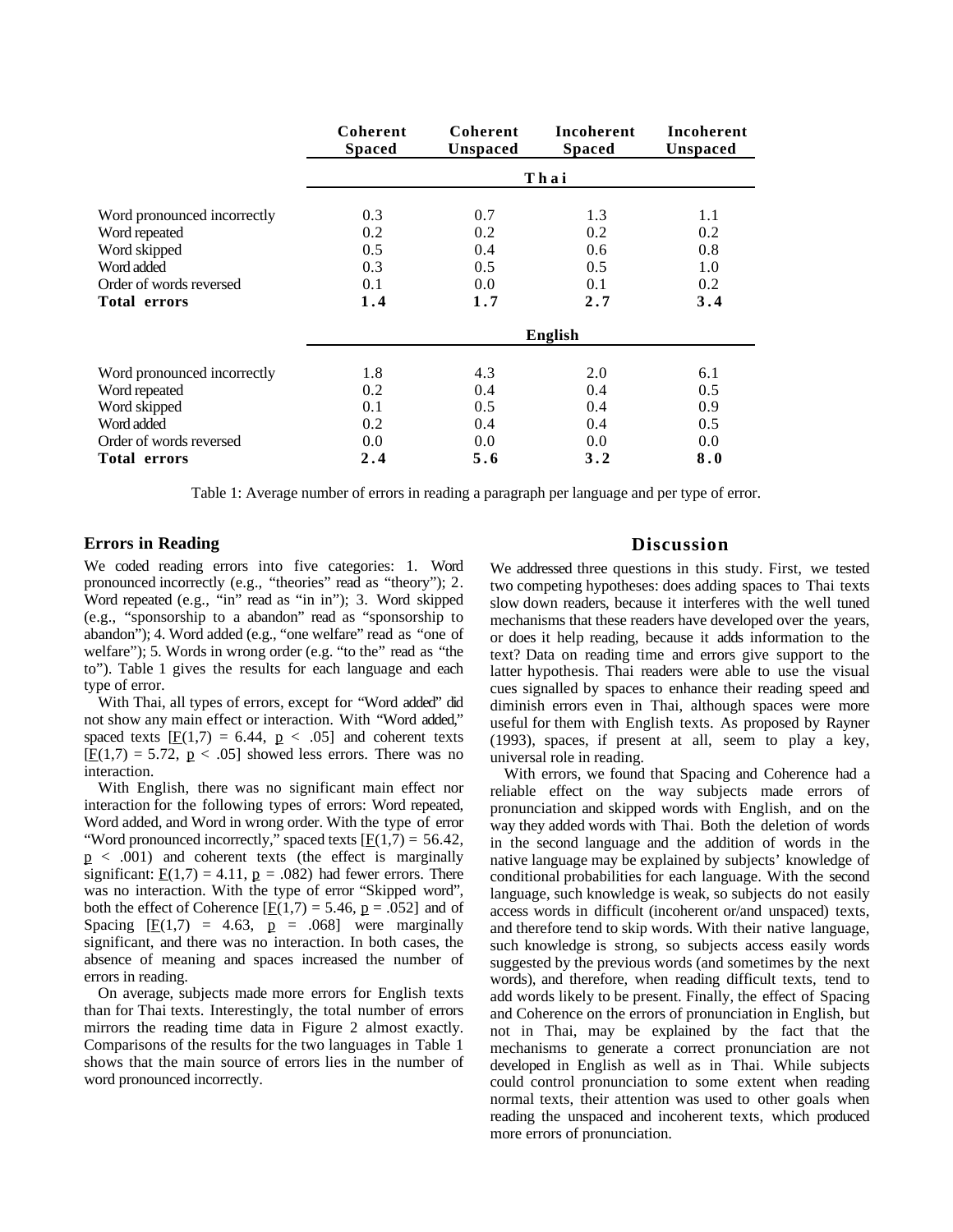| | Coherent Spaced | Coherent Unspaced | Incoherent Spaced | Incoherent Unspaced |
|---|---|---|---|---|
| | **Thai** | | | |
| Word pronounced incorrectly | 0.3 | 0.7 | 1.3 | 1.1 |
| Word repeated | 0.2 | 0.2 | 0.2 | 0.2 |
| Word skipped | 0.5 | 0.4 | 0.6 | 0.8 |
| Word added | 0.3 | 0.5 | 0.5 | 1.0 |
| Order of words reversed | 0.1 | 0.0 | 0.1 | 0.2 |
| **Total errors** | **1.4** | **1.7** | **2.7** | **3.4** |
| | **English** | | | |
| Word pronounced incorrectly | 1.8 | 4.3 | 2.0 | 6.1 |
| Word repeated | 0.2 | 0.4 | 0.4 | 0.5 |
| Word skipped | 0.1 | 0.5 | 0.4 | 0.9 |
| Word added | 0.2 | 0.4 | 0.4 | 0.5 |
| Order of words reversed | 0.0 | 0.0 | 0.0 | 0.0 |
| **Total errors** | **2.4** | **5.6** | **3.2** | **8.0** |

Table 1: Average number of errors in reading a paragraph per language and per type of error.

### Errors in Reading

We coded reading errors into five categories: 1. Word pronounced incorrectly (e.g., "theories" read as "theory"); 2. Word repeated (e.g., "in" read as "in in"); 3. Word skipped (e.g., "sponsorship to a abandon" read as "sponsorship to abandon"); 4. Word added (e.g., "one welfare" read as "one of welfare"); 5. Words in wrong order (e.g. "to the" read as "the to"). Table 1 gives the results for each language and each type of error.

With Thai, all types of errors, except for "Word added" did not show any main effect or interaction. With "Word added," spaced texts [$F(1,7) = 6.44$, $p < .05$] and coherent texts [$F(1,7) = 5.72$, $p < .05$] showed less errors. There was no interaction.

With English, there was no significant main effect nor interaction for the following types of errors: Word repeated, Word added, and Word in wrong order. With the type of error "Word pronounced incorrectly," spaced texts [$F(1,7) = 56.42$, $p < .001$) and coherent texts (the effect is marginally significant: $F(1,7) = 4.11$, $p = .082$) had fewer errors. There was no interaction. With the type of error "Skipped word", both the effect of Coherence [$F(1,7) = 5.46$, $p = .052$] and of Spacing [$F(1,7) = 4.63$, $p = .068$] were marginally significant, and there was no interaction. In both cases, the absence of meaning and spaces increased the number of errors in reading.

On average, subjects made more errors for English texts than for Thai texts. Interestingly, the total number of errors mirrors the reading time data in Figure 2 almost exactly. Comparisons of the results for the two languages in Table 1 shows that the main source of errors lies in the number of word pronounced incorrectly.

## Discussion

We addressed three questions in this study. First, we tested two competing hypotheses: does adding spaces to Thai texts slow down readers, because it interferes with the well tuned mechanisms that these readers have developed over the years, or does it help reading, because it adds information to the text? Data on reading time and errors give support to the latter hypothesis. Thai readers were able to use the visual cues signalled by spaces to enhance their reading speed and diminish errors even in Thai, although spaces were more useful for them with English texts. As proposed by Rayner (1993), spaces, if present at all, seem to play a key, universal role in reading.

With errors, we found that Spacing and Coherence had a reliable effect on the way subjects made errors of pronunciation and skipped words with English, and on the way they added words with Thai. Both the deletion of words in the second language and the addition of words in the native language may be explained by subjects' knowledge of conditional probabilities for each language. With the second language, such knowledge is weak, so subjects do not easily access words in difficult (incoherent or/and unspaced) texts, and therefore tend to skip words. With their native language, such knowledge is strong, so subjects access easily words suggested by the previous words (and sometimes by the next words), and therefore, when reading difficult texts, tend to add words likely to be present. Finally, the effect of Spacing and Coherence on the errors of pronunciation in English, but not in Thai, may be explained by the fact that the mechanisms to generate a correct pronunciation are not developed in English as well as in Thai. While subjects could control pronunciation to some extent when reading normal texts, their attention was used to other goals when reading the unspaced and incoherent texts, which produced more errors of pronunciation.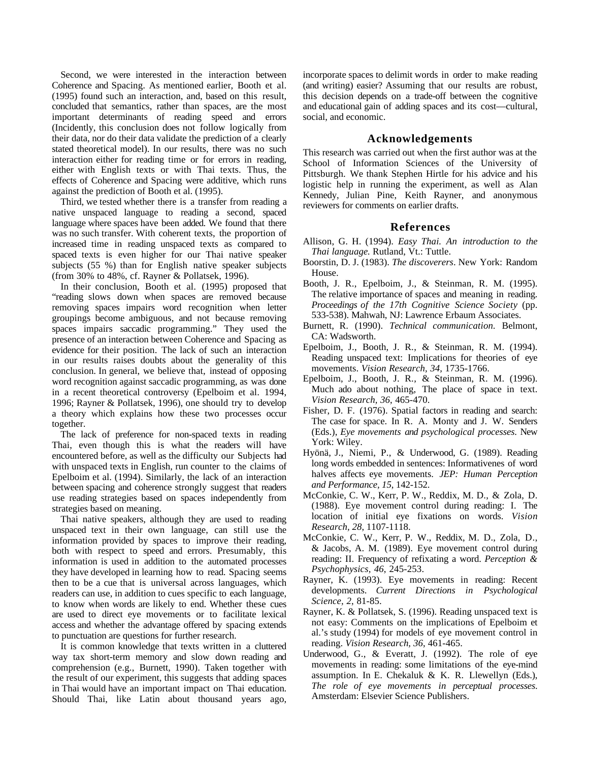Second, we were interested in the interaction between Coherence and Spacing. As mentioned earlier, Booth et al. (1995) found such an interaction, and, based on this result, concluded that semantics, rather than spaces, are the most important determinants of reading speed and errors (Incidently, this conclusion does not follow logically from their data, nor do their data validate the prediction of a clearly stated theoretical model). In our results, there was no such interaction either for reading time or for errors in reading, either with English texts or with Thai texts. Thus, the effects of Coherence and Spacing were additive, which runs against the prediction of Booth et al. (1995).

Third, we tested whether there is a transfer from reading a native unspaced language to reading a second, spaced language where spaces have been added. We found that there was no such transfer. With coherent texts, the proportion of increased time in reading unspaced texts as compared to spaced texts is even higher for our Thai native speaker subjects (55 %) than for English native speaker subjects (from 30% to 48%, cf. Rayner & Pollatsek, 1996).

In their conclusion, Booth et al. (1995) proposed that "reading slows down when spaces are removed because removing spaces impairs word recognition when letter groupings become ambiguous, and not because removing spaces impairs saccadic programming." They used the presence of an interaction between Coherence and Spacing as evidence for their position. The lack of such an interaction in our results raises doubts about the generality of this conclusion. In general, we believe that, instead of opposing word recognition against saccadic programming, as was done in a recent theoretical controversy (Epelboim et al. 1994, 1996; Rayner & Pollatsek, 1996), one should try to develop a theory which explains how these two processes occur together.

The lack of preference for non-spaced texts in reading Thai, even though this is what the readers will have encountered before, as well as the difficulty our Subjects had with unspaced texts in English, run counter to the claims of Epelboim et al. (1994). Similarly, the lack of an interaction between spacing and coherence strongly suggest that readers use reading strategies based on spaces independently from strategies based on meaning.

Thai native speakers, although they are used to reading unspaced text in their own language, can still use the information provided by spaces to improve their reading, both with respect to speed and errors. Presumably, this information is used in addition to the automated processes they have developed in learning how to read. Spacing seems then to be a cue that is universal across languages, which readers can use, in addition to cues specific to each language, to know when words are likely to end. Whether these cues are used to direct eye movements or to facilitate lexical access and whether the advantage offered by spacing extends to punctuation are questions for further research.

It is common knowledge that texts written in a cluttered way tax short-term memory and slow down reading and comprehension (e.g., Burnett, 1990). Taken together with the result of our experiment, this suggests that adding spaces in Thai would have an important impact on Thai education. Should Thai, like Latin about thousand years ago, incorporate spaces to delimit words in order to make reading (and writing) easier? Assuming that our results are robust, this decision depends on a trade-off between the cognitive and educational gain of adding spaces and its cost—cultural, social, and economic.

## Acknowledgements

This research was carried out when the first author was at the School of Information Sciences of the University of Pittsburgh. We thank Stephen Hirtle for his advice and his logistic help in running the experiment, as well as Alan Kennedy, Julian Pine, Keith Rayner, and anonymous reviewers for comments on earlier drafts.

## References

Allison, G. H. (1994). *Easy Thai. An introduction to the Thai language.* Rutland, Vt.: Tuttle.

Boorstin, D. J. (1983). *The discoverers*. New York: Random House.

Booth, J. R., Epelboim, J., & Steinman, R. M. (1995). The relative importance of spaces and meaning in reading. *Proceedings of the 17th Cognitive Science Society* (pp. 533-538). Mahwah, NJ: Lawrence Erbaum Associates.

Burnett, R. (1990). *Technical communication*. Belmont, CA: Wadsworth.

Epelboim, J., Booth, J. R., & Steinman, R. M. (1994). Reading unspaced text: Implications for theories of eye movements. *Vision Research, 34,* 1735-1766.

Epelboim, J., Booth, J. R., & Steinman, R. M. (1996). Much ado about nothing, The place of space in text. *Vision Research, 36*, 465-470.

Fisher, D. F. (1976). Spatial factors in reading and search: The case for space. In R. A. Monty and J. W. Senders (Eds.), *Eye movements and psychological processes*. New York: Wiley.

Hyönä, J., Niemi, P., & Underwood, G. (1989). Reading long words embedded in sentences: Informativenes of word halves affects eye movements. *JEP: Human Perception and Performance*, *15*, 142-152.

McConkie, C. W., Kerr, P. W., Reddix, M. D., & Zola, D. (1988). Eye movement control during reading: I. The location of initial eye fixations on words. *Vision Research, 28,* 1107-1118.

McConkie, C. W., Kerr, P. W., Reddix, M. D., Zola, D., & Jacobs, A. M. (1989). Eye movement control during reading: II. Frequency of refixating a word. *Perception & Psychophysics, 46*, 245-253.

Rayner, K. (1993). Eye movements in reading: Recent developments. *Current Directions in Psychological Science*, *2*, 81-85.

Rayner, K. & Pollatsek, S. (1996). Reading unspaced text is not easy: Comments on the implications of Epelboim et al.'s study (1994) for models of eye movement control in reading. *Vision Research, 36*, 461-465.

Underwood, G., & Everatt, J. (1992). The role of eye movements in reading: some limitations of the eye-mind assumption. In E. Chekaluk & K. R. Llewellyn (Eds.), *The role of eye movements in perceptual processes*. Amsterdam: Elsevier Science Publishers.